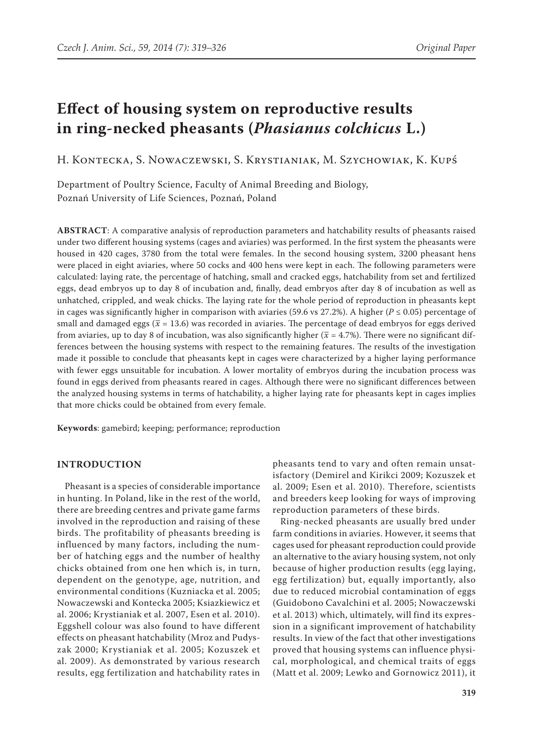# Effect of housing system on reproductive results in ring-necked pheasants (*Phasianus colchicus* L.)

H. Kontecka, S. Nowaczewski, S. Krystianiak, M. Szychowiak, K. Kupś

Department of Poultry Science, Faculty of Animal Breeding and Biology, Poznań University of Life Sciences, Poznań, Poland

**ABSTRACT**: A comparative analysis of reproduction parameters and hatchability results of pheasants raised under two different housing systems (cages and aviaries) was performed. In the first system the pheasants were housed in 420 cages, 3780 from the total were females. In the second housing system, 3200 pheasant hens were placed in eight aviaries, where 50 cocks and 400 hens were kept in each. The following parameters were calculated: laying rate, the percentage of hatching, small and cracked eggs, hatchability from set and fertilized eggs, dead embryos up to day 8 of incubation and, finally, dead embryos after day 8 of incubation as well as unhatched, crippled, and weak chicks. The laying rate for the whole period of reproduction in pheasants kept in cages was significantly higher in comparison with aviaries (59.6 vs 27.2%). A higher ($P \leq 0.05$) percentage of small and damaged eggs ($\bar{x} = 13.6$) was recorded in aviaries. The percentage of dead embryos for eggs derived from aviaries, up to day 8 of incubation, was also significantly higher ($\bar{x} = 4.7\%$). There were no significant differences between the housing systems with respect to the remaining features. The results of the investigation made it possible to conclude that pheasants kept in cages were characterized by a higher laying performance with fewer eggs unsuitable for incubation. A lower mortality of embryos during the incubation process was found in eggs derived from pheasants reared in cages. Although there were no significant differences between the analyzed housing systems in terms of hatchability, a higher laying rate for pheasants kept in cages implies that more chicks could be obtained from every female.

**Keywords**: gamebird; keeping; performance; reproduction

## INTRODUCTION

Pheasant is a species of considerable importance in hunting. In Poland, like in the rest of the world, there are breeding centres and private game farms involved in the reproduction and raising of these birds. The profitability of pheasants breeding is influenced by many factors, including the number of hatching eggs and the number of healthy chicks obtained from one hen which is, in turn, dependent on the genotype, age, nutrition, and environmental conditions (Kuzniacka et al. 2005; Nowaczewski and Kontecka 2005; Ksiazkiewicz et al. 2006; Krystianiak et al. 2007, Esen et al. 2010). Eggshell colour was also found to have different effects on pheasant hatchability (Mroz and Pudyszak 2000; Krystianiak et al. 2005; Kozuszek et al. 2009). As demonstrated by various research results, egg fertilization and hatchability rates in pheasants tend to vary and often remain unsatisfactory (Demirel and Kirikci 2009; Kozuszek et al. 2009; Esen et al. 2010). Therefore, scientists and breeders keep looking for ways of improving reproduction parameters of these birds.

Ring-necked pheasants are usually bred under farm conditions in aviaries. However, it seems that cages used for pheasant reproduction could provide an alternative to the aviary housing system, not only because of higher production results (egg laying, egg fertilization) but, equally importantly, also due to reduced microbial contamination of eggs (Guidobono Cavalchini et al. 2005; Nowaczewski et al. 2013) which, ultimately, will find its expression in a significant improvement of hatchability results. In view of the fact that other investigations proved that housing systems can influence physical, morphological, and chemical traits of eggs (Matt et al. 2009; Lewko and Gornowicz 2011), it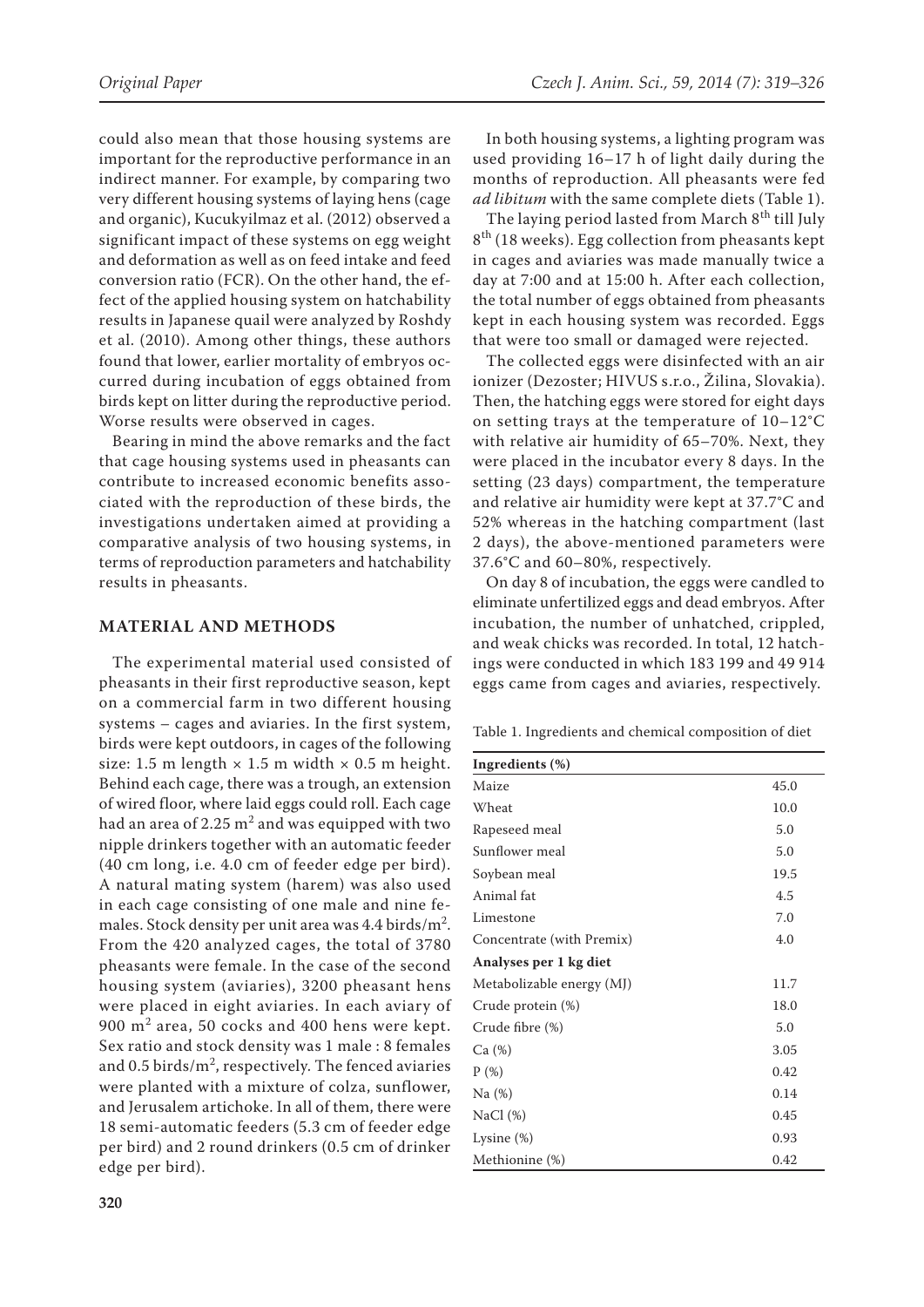could also mean that those housing systems are important for the reproductive performance in an indirect manner. For example, by comparing two very different housing systems of laying hens (cage and organic), Kucukyilmaz et al. (2012) observed a significant impact of these systems on egg weight and deformation as well as on feed intake and feed conversion ratio (FCR). On the other hand, the effect of the applied housing system on hatchability results in Japanese quail were analyzed by Roshdy et al. (2010). Among other things, these authors found that lower, earlier mortality of embryos occurred during incubation of eggs obtained from birds kept on litter during the reproductive period. Worse results were observed in cages.

Bearing in mind the above remarks and the fact that cage housing systems used in pheasants can contribute to increased economic benefits associated with the reproduction of these birds, the investigations undertaken aimed at providing a comparative analysis of two housing systems, in terms of reproduction parameters and hatchability results in pheasants.

## MATERIAL AND METHODS

The experimental material used consisted of pheasants in their first reproductive season, kept on a commercial farm in two different housing systems – cages and aviaries. In the first system, birds were kept outdoors, in cages of the following size: 1.5 m length × 1.5 m width × 0.5 m height. Behind each cage, there was a trough, an extension of wired floor, where laid eggs could roll. Each cage had an area of 2.25 $m^2$ and was equipped with two nipple drinkers together with an automatic feeder (40 cm long, i.e. 4.0 cm of feeder edge per bird). A natural mating system (harem) was also used in each cage consisting of one male and nine females. Stock density per unit area was 4.4 birds/$m^2$. From the 420 analyzed cages, the total of 3780 pheasants were female. In the case of the second housing system (aviaries), 3200 pheasant hens were placed in eight aviaries. In each aviary of 900 $m^2$ area, 50 cocks and 400 hens were kept. Sex ratio and stock density was 1 male : 8 females and 0.5 birds/$m^2$, respectively. The fenced aviaries were planted with a mixture of colza, sunflower, and Jerusalem artichoke. In all of them, there were 18 semi-automatic feeders (5.3 cm of feeder edge per bird) and 2 round drinkers (0.5 cm of drinker edge per bird).

In both housing systems, a lighting program was used providing 16–17 h of light daily during the months of reproduction. All pheasants were fed *ad libitum* with the same complete diets (Table 1).

The laying period lasted from March 8th till July 8th (18 weeks). Egg collection from pheasants kept in cages and aviaries was made manually twice a day at 7:00 and at 15:00 h. After each collection, the total number of eggs obtained from pheasants kept in each housing system was recorded. Eggs that were too small or damaged were rejected.

The collected eggs were disinfected with an air ionizer (Dezoster; HIVUS s.r.o., Žilina, Slovakia). Then, the hatching eggs were stored for eight days on setting trays at the temperature of 10–12°C with relative air humidity of 65–70%. Next, they were placed in the incubator every 8 days. In the setting (23 days) compartment, the temperature and relative air humidity were kept at 37.7°C and 52% whereas in the hatching compartment (last 2 days), the above-mentioned parameters were 37.6°C and 60–80%, respectively.

On day 8 of incubation, the eggs were candled to eliminate unfertilized eggs and dead embryos. After incubation, the number of unhatched, crippled, and weak chicks was recorded. In total, 12 hatchings were conducted in which 183 199 and 49 914 eggs came from cages and aviaries, respectively.

Table 1. Ingredients and chemical composition of diet

| **Ingredients (%)** | |
|---|---|
| Maize | 45.0 |
| Wheat | 10.0 |
| Rapeseed meal | 5.0 |
| Sunflower meal | 5.0 |
| Soybean meal | 19.5 |
| Animal fat | 4.5 |
| Limestone | 7.0 |
| Concentrate (with Premix) | 4.0 |
| **Analyses per 1 kg diet** | |
| Metabolizable energy (MJ) | 11.7 |
| Crude protein (%) | 18.0 |
| Crude fibre (%) | 5.0 |
| Ca (%) | 3.05 |
| P (%) | 0.42 |
| Na (%) | 0.14 |
| NaCl (%) | 0.45 |
| Lysine (%) | 0.93 |
| Methionine (%) | 0.42 |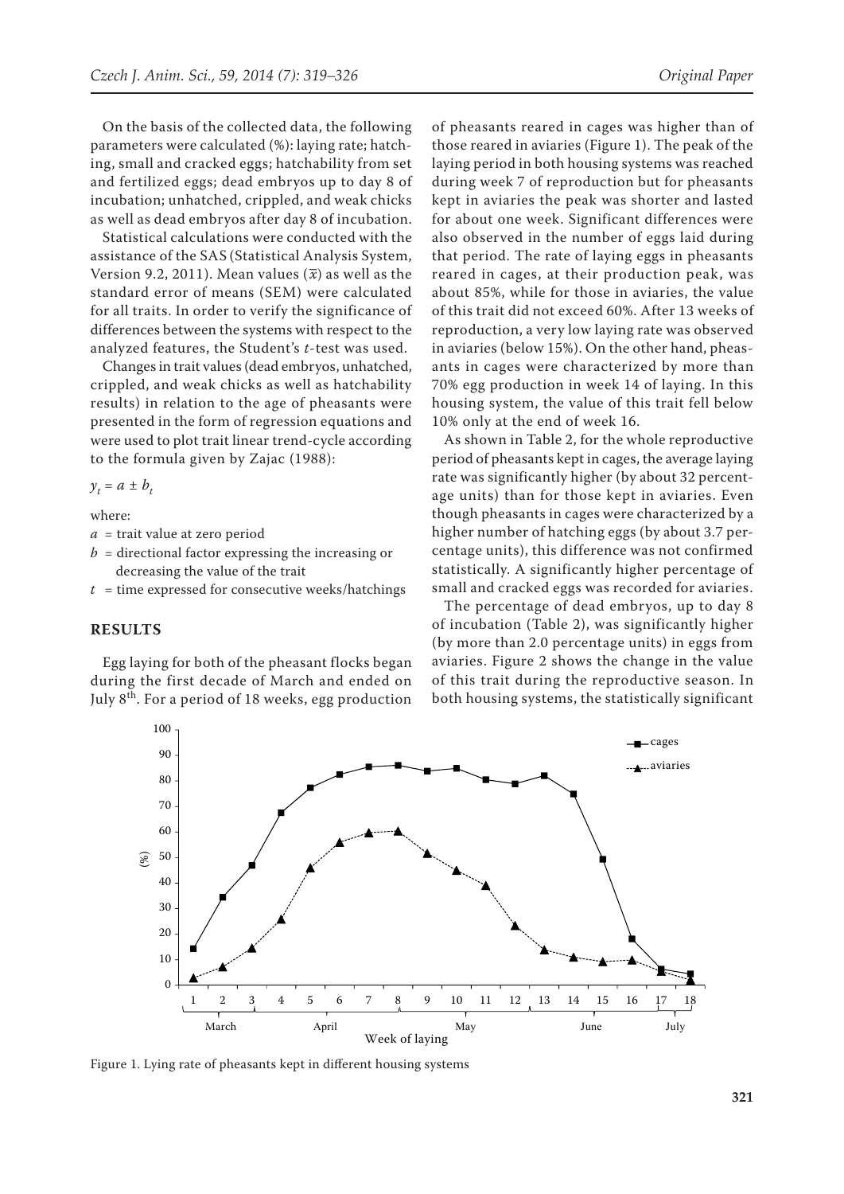On the basis of the collected data, the following parameters were calculated (%): laying rate; hatching, small and cracked eggs; hatchability from set and fertilized eggs; dead embryos up to day 8 of incubation; unhatched, crippled, and weak chicks as well as dead embryos after day 8 of incubation.

Statistical calculations were conducted with the assistance of the SAS (Statistical Analysis System, Version 9.2, 2011). Mean values ($\bar{x}$) as well as the standard error of means (SEM) were calculated for all traits. In order to verify the significance of differences between the systems with respect to the analyzed features, the Student's *t*-test was used.

Changes in trait values (dead embryos, unhatched, crippled, and weak chicks as well as hatchability results) in relation to the age of pheasants were presented in the form of regression equations and were used to plot trait linear trend-cycle according to the formula given by Zajac (1988):

$$y_t = a \pm b_t$$

where:

- $a$ = trait value at zero period
- $b$ = directional factor expressing the increasing or decreasing the value of the trait
- $t$ = time expressed for consecutive weeks/hatchings

## RESULTS

Egg laying for both of the pheasant flocks began during the first decade of March and ended on July 8th. For a period of 18 weeks, egg production of pheasants reared in cages was higher than of those reared in aviaries (Figure 1). The peak of the laying period in both housing systems was reached during week 7 of reproduction but for pheasants kept in aviaries the peak was shorter and lasted for about one week. Significant differences were also observed in the number of eggs laid during that period. The rate of laying eggs in pheasants reared in cages, at their production peak, was about 85%, while for those in aviaries, the value of this trait did not exceed 60%. After 13 weeks of reproduction, a very low laying rate was observed in aviaries (below 15%). On the other hand, pheasants in cages were characterized by more than 70% egg production in week 14 of laying. In this housing system, the value of this trait fell below 10% only at the end of week 16.

As shown in Table 2, for the whole reproductive period of pheasants kept in cages, the average laying rate was significantly higher (by about 32 percentage units) than for those kept in aviaries. Even though pheasants in cages were characterized by a higher number of hatching eggs (by about 3.7 percentage units), this difference was not confirmed statistically. A significantly higher percentage of small and cracked eggs was recorded for aviaries.

The percentage of dead embryos, up to day 8 of incubation (Table 2), was significantly higher (by more than 2.0 percentage units) in eggs from aviaries. Figure 2 shows the change in the value of this trait during the reproductive season. In both housing systems, the statistically significant

Figure 1. Lying rate of pheasants kept in different housing systems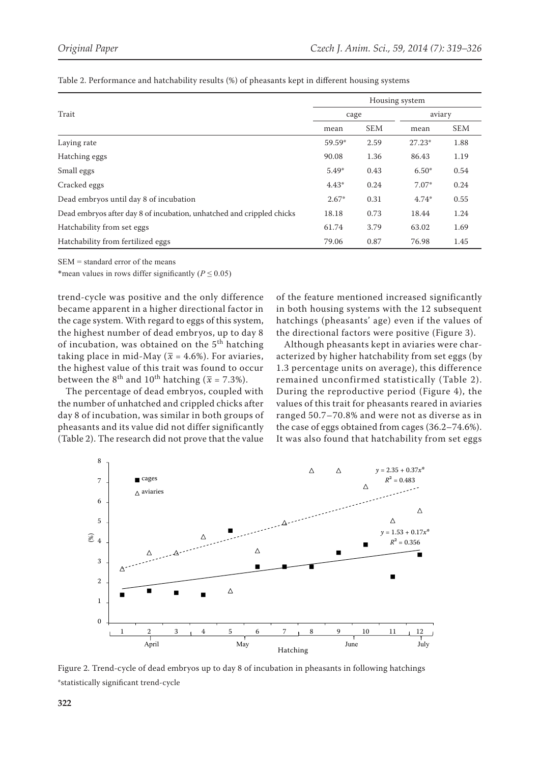Table 2. Performance and hatchability results (%) of pheasants kept in different housing systems

| Trait | Housing system | | | |
|---|---|---|---|---|
| | cage | | aviary | |
| | mean | SEM | mean | SEM |
| Laying rate | 59.59* | 2.59 | 27.23* | 1.88 |
| Hatching eggs | 90.08 | 1.36 | 86.43 | 1.19 |
| Small eggs | 5.49* | 0.43 | 6.50* | 0.54 |
| Cracked eggs | 4.43* | 0.24 | 7.07* | 0.24 |
| Dead embryos until day 8 of incubation | 2.67* | 0.31 | 4.74* | 0.55 |
| Dead embryos after day 8 of incubation, unhatched and crippled chicks | 18.18 | 0.73 | 18.44 | 1.24 |
| Hatchability from set eggs | 61.74 | 3.79 | 63.02 | 1.69 |
| Hatchability from fertilized eggs | 79.06 | 0.87 | 76.98 | 1.45 |

SEM = standard error of the means

*mean values in rows differ significantly ($P \leq 0.05$)

trend-cycle was positive and the only difference became apparent in a higher directional factor in the cage system. With regard to eggs of this system, the highest number of dead embryos, up to day 8 of incubation, was obtained on the 5th hatching taking place in mid-May ($\bar{x}$ = 4.6%). For aviaries, the highest value of this trait was found to occur between the 8th and 10th hatching ($\bar{x}$ = 7.3%).

The percentage of dead embryos, coupled with the number of unhatched and crippled chicks after day 8 of incubation, was similar in both groups of pheasants and its value did not differ significantly (Table 2). The research did not prove that the value of the feature mentioned increased significantly in both housing systems with the 12 subsequent hatchings (pheasants' age) even if the values of the directional factors were positive (Figure 3).

Although pheasants kept in aviaries were characterized by higher hatchability from set eggs (by 1.3 percentage units on average), this difference remained unconfirmed statistically (Table 2). During the reproductive period (Figure 4), the values of this trait for pheasants reared in aviaries ranged 50.7–70.8% and were not as diverse as in the case of eggs obtained from cages (36.2–74.6%). It was also found that hatchability from set eggs

Figure 2. Trend-cycle of dead embryos up to day 8 of incubation in pheasants in following hatchings

*statistically significant trend-cycle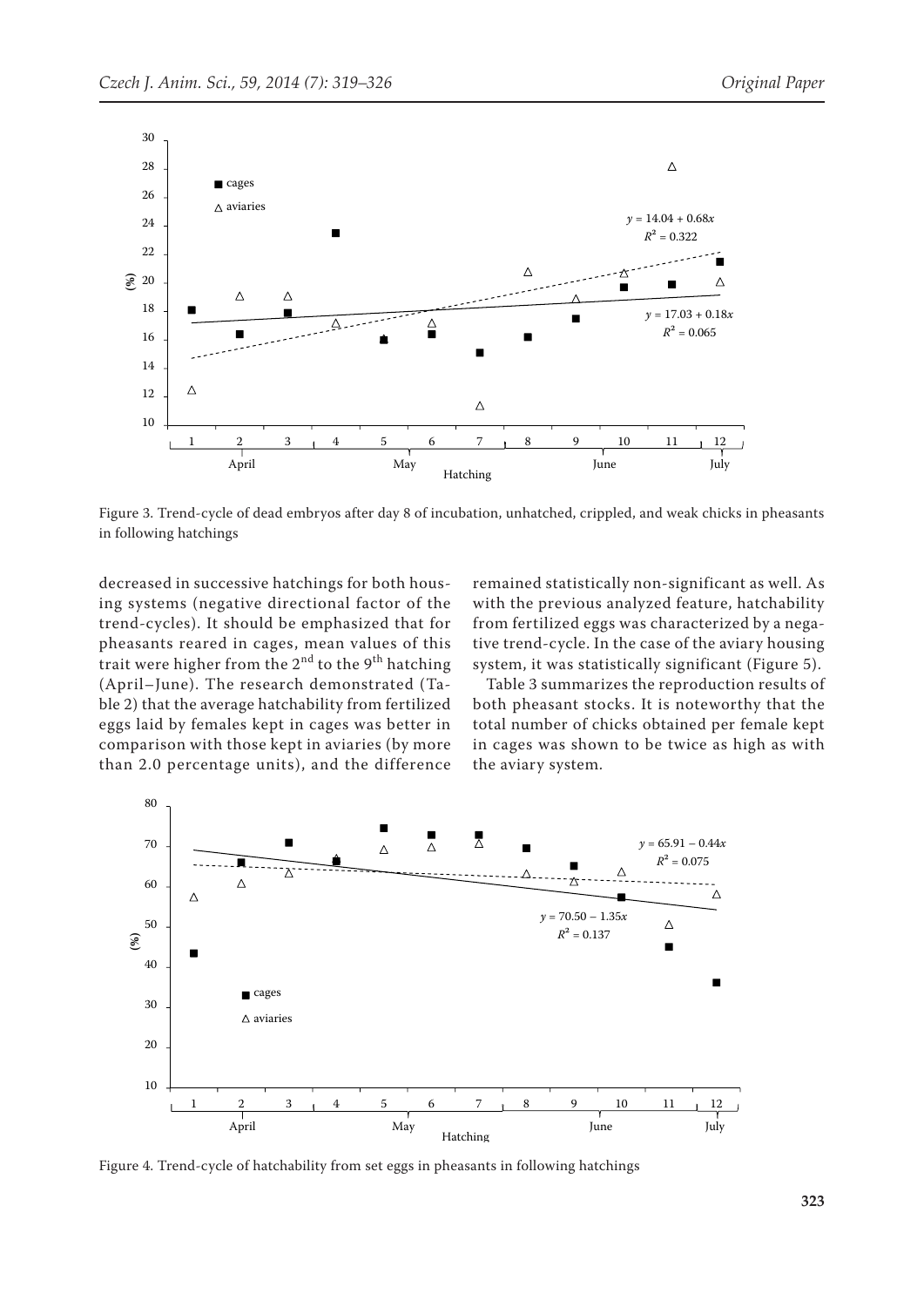Figure 3. Trend-cycle of dead embryos after day 8 of incubation, unhatched, crippled, and weak chicks in pheasants in following hatchings

decreased in successive hatchings for both housing systems (negative directional factor of the trend-cycles). It should be emphasized that for pheasants reared in cages, mean values of this trait were higher from the 2nd to the 9th hatching (April–June). The research demonstrated (Table 2) that the average hatchability from fertilized eggs laid by females kept in cages was better in comparison with those kept in aviaries (by more than 2.0 percentage units), and the difference remained statistically non-significant as well. As with the previous analyzed feature, hatchability from fertilized eggs was characterized by a negative trend-cycle. In the case of the aviary housing system, it was statistically significant (Figure 5).

Table 3 summarizes the reproduction results of both pheasant stocks. It is noteworthy that the total number of chicks obtained per female kept in cages was shown to be twice as high as with the aviary system.

Figure 4. Trend-cycle of hatchability from set eggs in pheasants in following hatchings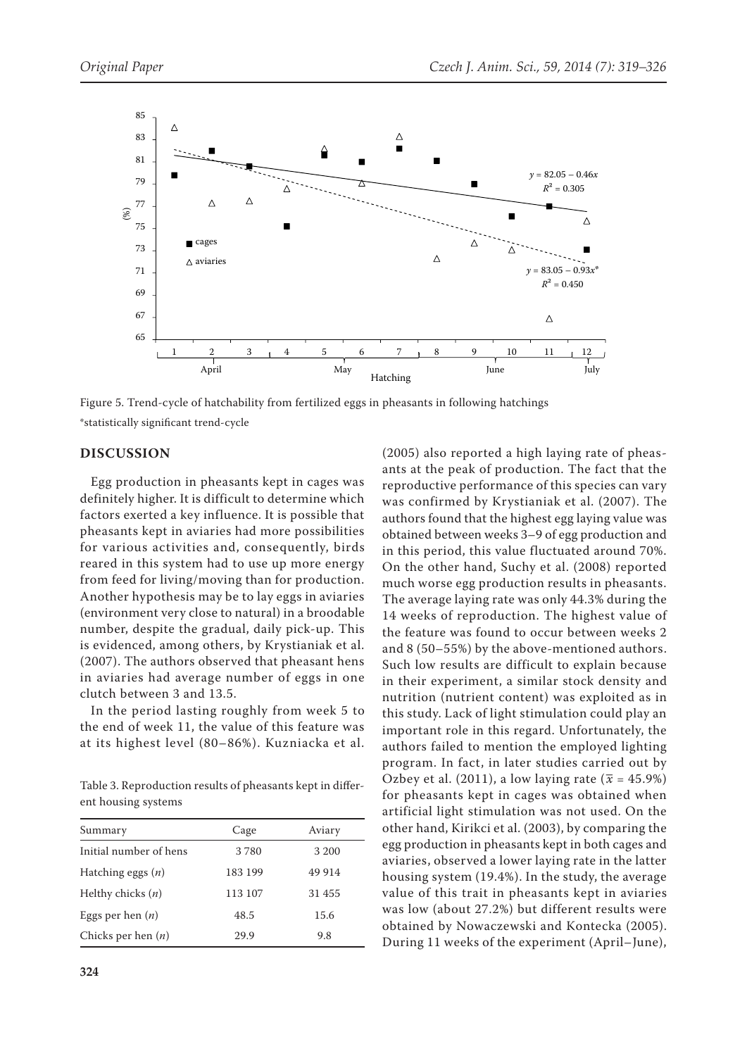Figure 5. Trend-cycle of hatchability from fertilized eggs in pheasants in following hatchings

*statistically significant trend-cycle

## DISCUSSION

Egg production in pheasants kept in cages was definitely higher. It is difficult to determine which factors exerted a key influence. It is possible that pheasants kept in aviaries had more possibilities for various activities and, consequently, birds reared in this system had to use up more energy from feed for living/moving than for production. Another hypothesis may be to lay eggs in aviaries (environment very close to natural) in a broodable number, despite the gradual, daily pick-up. This is evidenced, among others, by Krystianiak et al. (2007). The authors observed that pheasant hens in aviaries had average number of eggs in one clutch between 3 and 13.5.

In the period lasting roughly from week 5 to the end of week 11, the value of this feature was at its highest level (80–86%). Kuzniacka et al. (2005) also reported a high laying rate of pheasants at the peak of production. The fact that the reproductive performance of this species can vary was confirmed by Krystianiak et al. (2007). The authors found that the highest egg laying value was obtained between weeks 3–9 of egg production and in this period, this value fluctuated around 70%. On the other hand, Suchy et al. (2008) reported much worse egg production results in pheasants. The average laying rate was only 44.3% during the 14 weeks of reproduction. The highest value of the feature was found to occur between weeks 2 and 8 (50–55%) by the above-mentioned authors. Such low results are difficult to explain because in their experiment, a similar stock density and nutrition (nutrient content) was exploited as in this study. Lack of light stimulation could play an important role in this regard. Unfortunately, the authors failed to mention the employed lighting program. In fact, in later studies carried out by Ozbey et al. (2011), a low laying rate ($\bar{x}$ = 45.9%) for pheasants kept in cages was obtained when artificial light stimulation was not used. On the other hand, Kirikci et al. (2003), by comparing the egg production in pheasants kept in both cages and aviaries, observed a lower laying rate in the latter housing system (19.4%). In the study, the average value of this trait in pheasants kept in aviaries was low (about 27.2%) but different results were obtained by Nowaczewski and Kontecka (2005). During 11 weeks of the experiment (April–June),

Table 3. Reproduction results of pheasants kept in different housing systems

| Summary | Cage | Aviary |
|---|---|---|
| Initial number of hens | 3 780 | 3 200 |
| Hatching eggs ($n$) | 183 199 | 49 914 |
| Helthy chicks ($n$) | 113 107 | 31 455 |
| Eggs per hen ($n$) | 48.5 | 15.6 |
| Chicks per hen ($n$) | 29.9 | 9.8 |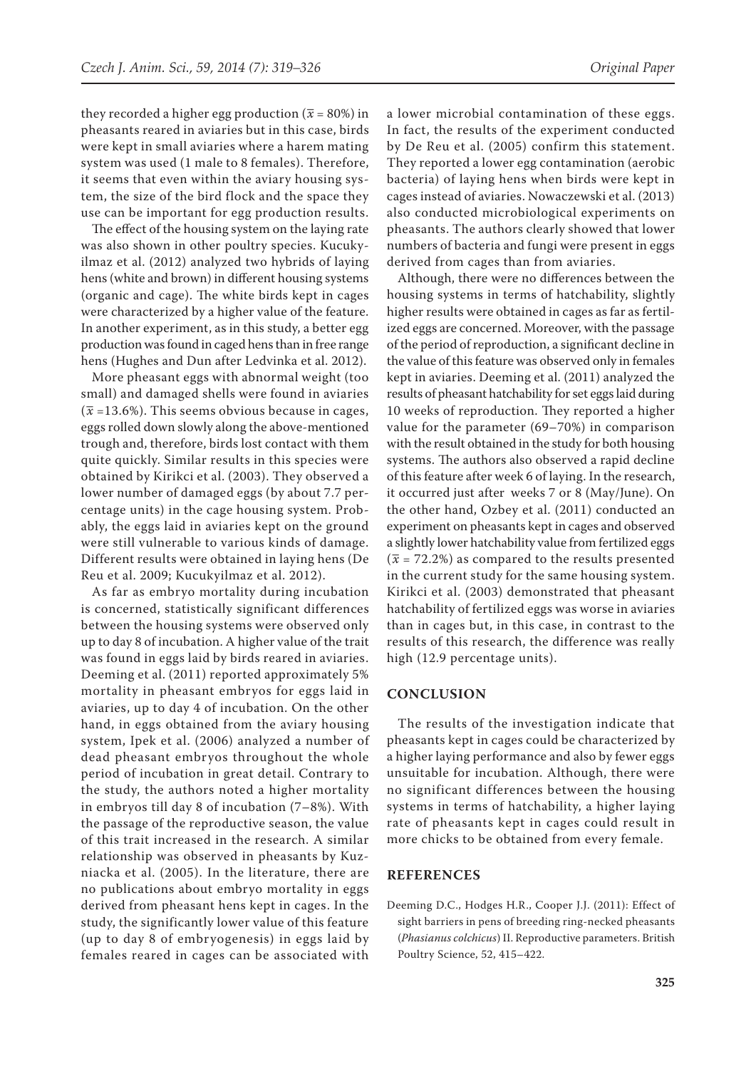they recorded a higher egg production ($\bar{x}$ = 80%) in pheasants reared in aviaries but in this case, birds were kept in small aviaries where a harem mating system was used (1 male to 8 females). Therefore, it seems that even within the aviary housing system, the size of the bird flock and the space they use can be important for egg production results.

The effect of the housing system on the laying rate was also shown in other poultry species. Kucukyilmaz et al. (2012) analyzed two hybrids of laying hens (white and brown) in different housing systems (organic and cage). The white birds kept in cages were characterized by a higher value of the feature. In another experiment, as in this study, a better egg production was found in caged hens than in free range hens (Hughes and Dun after Ledvinka et al. 2012).

More pheasant eggs with abnormal weight (too small) and damaged shells were found in aviaries ($\bar{x}$ =13.6%). This seems obvious because in cages, eggs rolled down slowly along the above-mentioned trough and, therefore, birds lost contact with them quite quickly. Similar results in this species were obtained by Kirikci et al. (2003). They observed a lower number of damaged eggs (by about 7.7 percentage units) in the cage housing system. Probably, the eggs laid in aviaries kept on the ground were still vulnerable to various kinds of damage. Different results were obtained in laying hens (De Reu et al. 2009; Kucukyilmaz et al. 2012).

As far as embryo mortality during incubation is concerned, statistically significant differences between the housing systems were observed only up to day 8 of incubation. A higher value of the trait was found in eggs laid by birds reared in aviaries. Deeming et al. (2011) reported approximately 5% mortality in pheasant embryos for eggs laid in aviaries, up to day 4 of incubation. On the other hand, in eggs obtained from the aviary housing system, Ipek et al. (2006) analyzed a number of dead pheasant embryos throughout the whole period of incubation in great detail. Contrary to the study, the authors noted a higher mortality in embryos till day 8 of incubation (7–8%). With the passage of the reproductive season, the value of this trait increased in the research. A similar relationship was observed in pheasants by Kuzniacka et al. (2005). In the literature, there are no publications about embryo mortality in eggs derived from pheasant hens kept in cages. In the study, the significantly lower value of this feature (up to day 8 of embryogenesis) in eggs laid by females reared in cages can be associated with a lower microbial contamination of these eggs. In fact, the results of the experiment conducted by De Reu et al. (2005) confirm this statement. They reported a lower egg contamination (aerobic bacteria) of laying hens when birds were kept in cages instead of aviaries. Nowaczewski et al. (2013) also conducted microbiological experiments on pheasants. The authors clearly showed that lower numbers of bacteria and fungi were present in eggs derived from cages than from aviaries.

Although, there were no differences between the housing systems in terms of hatchability, slightly higher results were obtained in cages as far as fertilized eggs are concerned. Moreover, with the passage of the period of reproduction, a significant decline in the value of this feature was observed only in females kept in aviaries. Deeming et al. (2011) analyzed the results of pheasant hatchability for set eggs laid during 10 weeks of reproduction. They reported a higher value for the parameter (69–70%) in comparison with the result obtained in the study for both housing systems. The authors also observed a rapid decline of this feature after week 6 of laying. In the research, it occurred just after weeks 7 or 8 (May/June). On the other hand, Ozbey et al. (2011) conducted an experiment on pheasants kept in cages and observed a slightly lower hatchability value from fertilized eggs ($\bar{x}$ = 72.2%) as compared to the results presented in the current study for the same housing system. Kirikci et al. (2003) demonstrated that pheasant hatchability of fertilized eggs was worse in aviaries than in cages but, in this case, in contrast to the results of this research, the difference was really high (12.9 percentage units).

## CONCLUSION

The results of the investigation indicate that pheasants kept in cages could be characterized by a higher laying performance and also by fewer eggs unsuitable for incubation. Although, there were no significant differences between the housing systems in terms of hatchability, a higher laying rate of pheasants kept in cages could result in more chicks to be obtained from every female.

## REFERENCES

Deeming D.C., Hodges H.R., Cooper J.J. (2011): Effect of sight barriers in pens of breeding ring-necked pheasants (*Phasianus colchicus*) II. Reproductive parameters. British Poultry Science, 52, 415–422.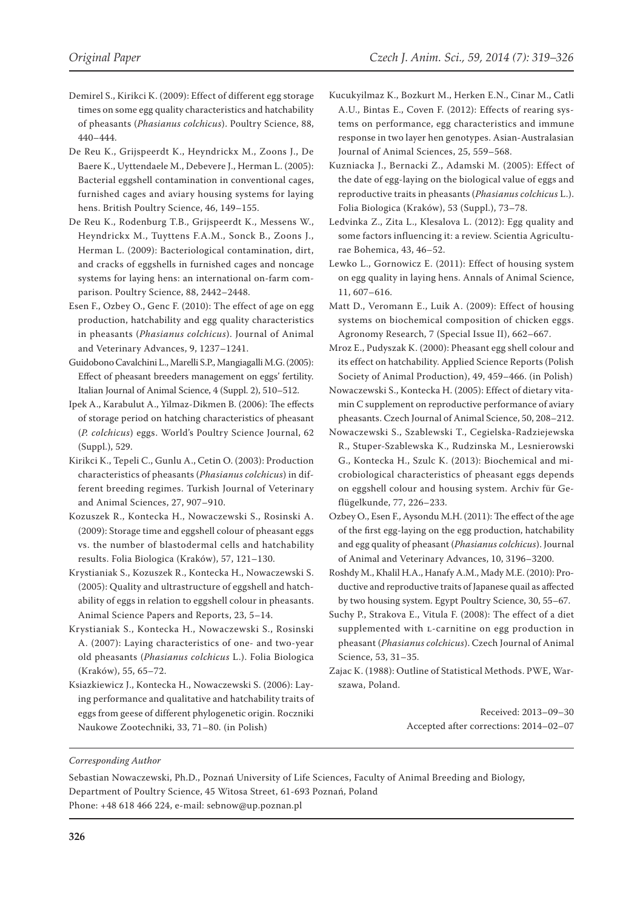Demirel S., Kirikci K. (2009): Effect of different egg storage times on some egg quality characteristics and hatchability of pheasants (*Phasianus colchicus*). Poultry Science, 88, 440–444.

De Reu K., Grijspeerdt K., Heyndrickx M., Zoons J., De Baere K., Uyttendaele M., Debevere J., Herman L. (2005): Bacterial eggshell contamination in conventional cages, furnished cages and aviary housing systems for laying hens. British Poultry Science, 46, 149–155.

De Reu K., Rodenburg T.B., Grijspeerdt K., Messens W., Heyndrickx M., Tuyttens F.A.M., Sonck B., Zoons J., Herman L. (2009): Bacteriological contamination, dirt, and cracks of eggshells in furnished cages and noncage systems for laying hens: an international on-farm comparison. Poultry Science, 88, 2442–2448.

Esen F., Ozbey O., Genc F. (2010): The effect of age on egg production, hatchability and egg quality characteristics in pheasants (*Phasianus colchicus*). Journal of Animal and Veterinary Advances, 9, 1237–1241.

Guidobono Cavalchini L., Marelli S.P., Mangiagalli M.G. (2005): Effect of pheasant breeders management on eggs' fertility. Italian Journal of Animal Science, 4 (Suppl. 2), 510–512.

Ipek A., Karabulut A., Yilmaz-Dikmen B. (2006): The effects of storage period on hatching characteristics of pheasant (*P. colchicus*) eggs. World's Poultry Science Journal, 62 (Suppl.), 529.

Kirikci K., Tepeli C., Gunlu A., Cetin O. (2003): Production characteristics of pheasants (*Phasianus colchicus*) in different breeding regimes. Turkish Journal of Veterinary and Animal Sciences, 27, 907–910.

Kozuszek R., Kontecka H., Nowaczewski S., Rosinski A. (2009): Storage time and eggshell colour of pheasant eggs vs. the number of blastodermal cells and hatchability results. Folia Biologica (Kraków), 57, 121–130.

Krystianiak S., Kozuszek R., Kontecka H., Nowaczewski S. (2005): Quality and ultrastructure of eggshell and hatchability of eggs in relation to eggshell colour in pheasants. Animal Science Papers and Reports, 23, 5–14.

Krystianiak S., Kontecka H., Nowaczewski S., Rosinski A. (2007): Laying characteristics of one- and two-year old pheasants (*Phasianus colchicus* L.). Folia Biologica (Kraków), 55, 65–72.

Ksiazkiewicz J., Kontecka H., Nowaczewski S. (2006): Laying performance and qualitative and hatchability traits of eggs from geese of different phylogenetic origin. Roczniki Naukowe Zootechniki, 33, 71–80. (in Polish)

Kucukyilmaz K., Bozkurt M., Herken E.N., Cinar M., Catli A.U., Bintas E., Coven F. (2012): Effects of rearing systems on performance, egg characteristics and immune response in two layer hen genotypes. Asian-Australasian Journal of Animal Sciences, 25, 559–568.

Kuzniacka J., Bernacki Z., Adamski M. (2005): Effect of the date of egg-laying on the biological value of eggs and reproductive traits in pheasants (*Phasianus colchicus* L.). Folia Biologica (Kraków), 53 (Suppl.), 73–78.

Ledvinka Z., Zita L., Klesalova L. (2012): Egg quality and some factors influencing it: a review. Scientia Agriculturae Bohemica, 43, 46–52.

Lewko L., Gornowicz E. (2011): Effect of housing system on egg quality in laying hens. Annals of Animal Science, 11, 607–616.

Matt D., Veromann E., Luik A. (2009): Effect of housing systems on biochemical composition of chicken eggs. Agronomy Research, 7 (Special Issue II), 662–667.

Mroz E., Pudyszak K. (2000): Pheasant egg shell colour and its effect on hatchability. Applied Science Reports (Polish Society of Animal Production), 49, 459–466. (in Polish)

Nowaczewski S., Kontecka H. (2005): Effect of dietary vitamin C supplement on reproductive performance of aviary pheasants. Czech Journal of Animal Science, 50, 208–212.

Nowaczewski S., Szablewski T., Cegielska-Radziejewska R., Stuper-Szablewska K., Rudzinska M., Lesnierowski G., Kontecka H., Szulc K. (2013): Biochemical and microbiological characteristics of pheasant eggs depends on eggshell colour and housing system. Archiv für Geflügelkunde, 77, 226–233.

Ozbey O., Esen F., Aysondu M.H. (2011): The effect of the age of the first egg-laying on the egg production, hatchability and egg quality of pheasant (*Phasianus colchicus*). Journal of Animal and Veterinary Advances, 10, 3196–3200.

Roshdy M., Khalil H.A., Hanafy A.M., Mady M.E. (2010): Productive and reproductive traits of Japanese quail as affected by two housing system. Egypt Poultry Science, 30, 55–67.

Suchy P., Strakova E., Vitula F. (2008): The effect of a diet supplemented with L-carnitine on egg production in pheasant (*Phasianus colchicus*). Czech Journal of Animal Science, 53, 31–35.

Zajac K. (1988): Outline of Statistical Methods. PWE, Warszawa, Poland.

Received: 2013–09–30
Accepted after corrections: 2014–02–07

*Corresponding Author*

Sebastian Nowaczewski, Ph.D., Poznań University of Life Sciences, Faculty of Animal Breeding and Biology, Department of Poultry Science, 45 Witosa Street, 61-693 Poznań, Poland
Phone: +48 618 466 224, e-mail: sebnow@up.poznan.pl